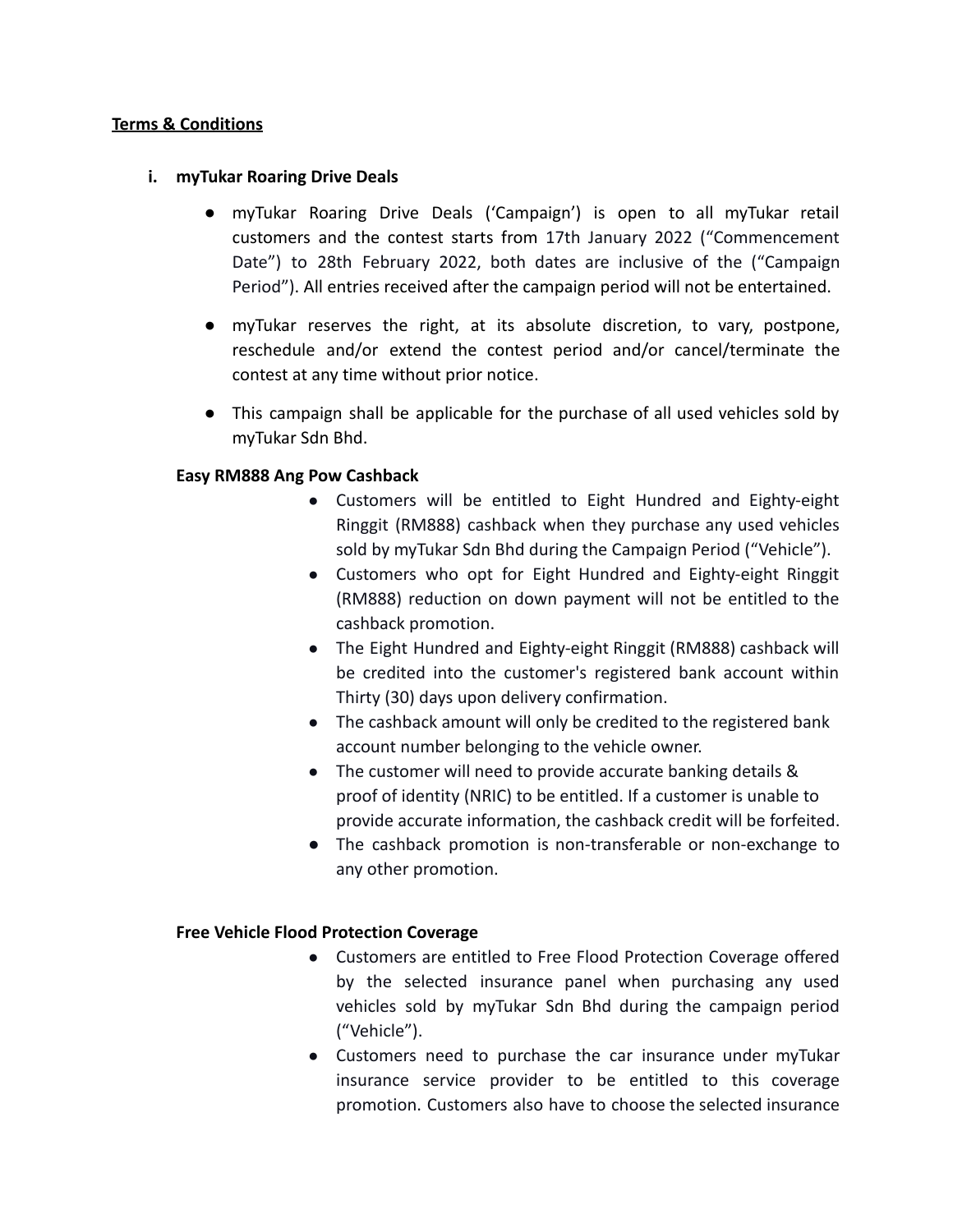**Terms & Conditions**

## i. myTukar Roaring Drive Deals

- myTukar Roaring Drive Deals ('Campaign') is open to all myTukar retail customers and the contest starts from 17th January 2022 ("Commencement Date") to 28th February 2022, both dates are inclusive of the ("Campaign Period"). All entries received after the campaign period will not be entertained.
- myTukar reserves the right, at its absolute discretion, to vary, postpone, reschedule and/or extend the contest period and/or cancel/terminate the contest at any time without prior notice.
- This campaign shall be applicable for the purchase of all used vehicles sold by myTukar Sdn Bhd.

**Easy RM888 Ang Pow Cashback**

- Customers will be entitled to Eight Hundred and Eighty-eight Ringgit (RM888) cashback when they purchase any used vehicles sold by myTukar Sdn Bhd during the Campaign Period ("Vehicle").
- Customers who opt for Eight Hundred and Eighty-eight Ringgit (RM888) reduction on down payment will not be entitled to the cashback promotion.
- The Eight Hundred and Eighty-eight Ringgit (RM888) cashback will be credited into the customer's registered bank account within Thirty (30) days upon delivery confirmation.
- The cashback amount will only be credited to the registered bank account number belonging to the vehicle owner.
- The customer will need to provide accurate banking details & proof of identity (NRIC) to be entitled. If a customer is unable to provide accurate information, the cashback credit will be forfeited.
- The cashback promotion is non-transferable or non-exchange to any other promotion.

**Free Vehicle Flood Protection Coverage**

- Customers are entitled to Free Flood Protection Coverage offered by the selected insurance panel when purchasing any used vehicles sold by myTukar Sdn Bhd during the campaign period ("Vehicle").
- Customers need to purchase the car insurance under myTukar insurance service provider to be entitled to this coverage promotion. Customers also have to choose the selected insurance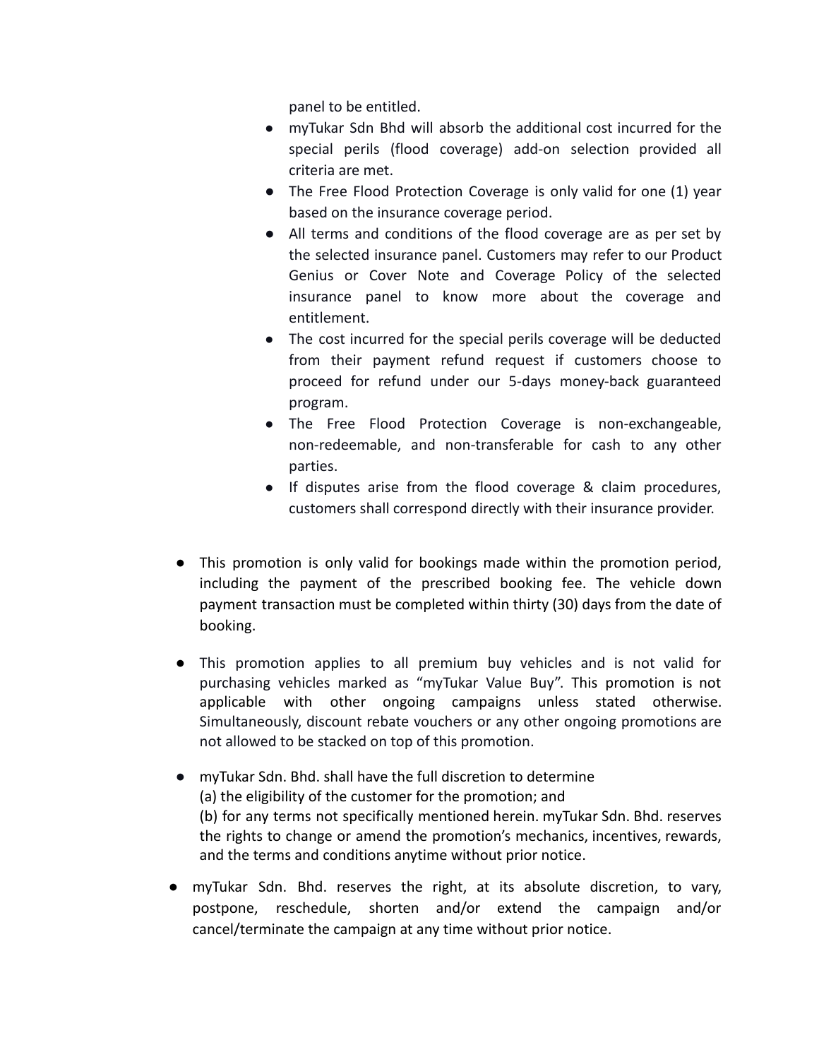panel to be entitled.

  - myTukar Sdn Bhd will absorb the additional cost incurred for the special perils (flood coverage) add-on selection provided all criteria are met.
  - The Free Flood Protection Coverage is only valid for one (1) year based on the insurance coverage period.
  - All terms and conditions of the flood coverage are as per set by the selected insurance panel. Customers may refer to our Product Genius or Cover Note and Coverage Policy of the selected insurance panel to know more about the coverage and entitlement.
  - The cost incurred for the special perils coverage will be deducted from their payment refund request if customers choose to proceed for refund under our 5-days money-back guaranteed program.
  - The Free Flood Protection Coverage is non-exchangeable, non-redeemable, and non-transferable for cash to any other parties.
  - If disputes arise from the flood coverage & claim procedures, customers shall correspond directly with their insurance provider.

- This promotion is only valid for bookings made within the promotion period, including the payment of the prescribed booking fee. The vehicle down payment transaction must be completed within thirty (30) days from the date of booking.

- This promotion applies to all premium buy vehicles and is not valid for purchasing vehicles marked as "myTukar Value Buy". This promotion is not applicable with other ongoing campaigns unless stated otherwise. Simultaneously, discount rebate vouchers or any other ongoing promotions are not allowed to be stacked on top of this promotion.

- myTukar Sdn. Bhd. shall have the full discretion to determine
  (a) the eligibility of the customer for the promotion; and
  (b) for any terms not specifically mentioned herein. myTukar Sdn. Bhd. reserves the rights to change or amend the promotion's mechanics, incentives, rewards, and the terms and conditions anytime without prior notice.

- myTukar Sdn. Bhd. reserves the right, at its absolute discretion, to vary, postpone, reschedule, shorten and/or extend the campaign and/or cancel/terminate the campaign at any time without prior notice.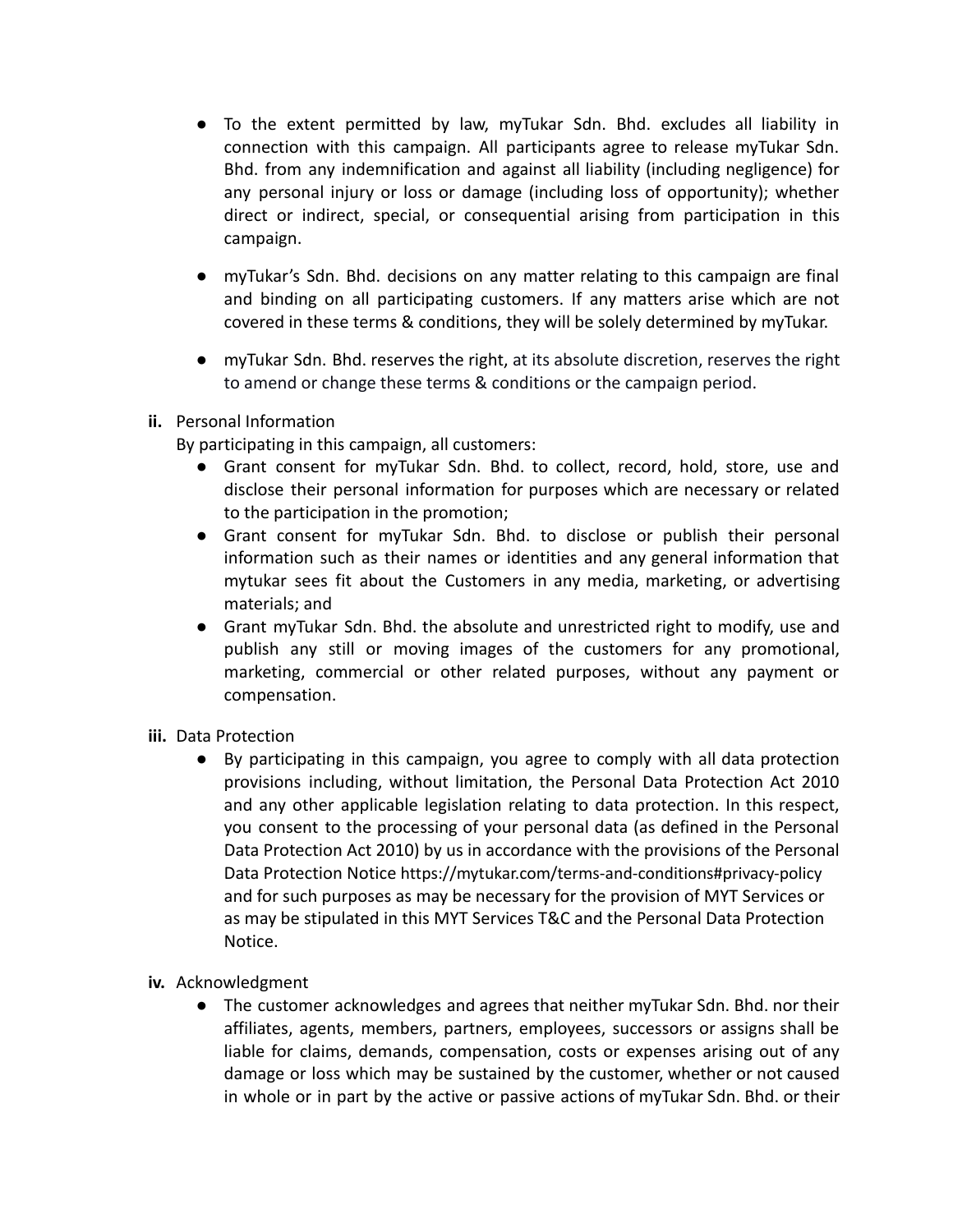- To the extent permitted by law, myTukar Sdn. Bhd. excludes all liability in connection with this campaign. All participants agree to release myTukar Sdn. Bhd. from any indemnification and against all liability (including negligence) for any personal injury or loss or damage (including loss of opportunity); whether direct or indirect, special, or consequential arising from participation in this campaign.

- myTukar's Sdn. Bhd. decisions on any matter relating to this campaign are final and binding on all participating customers. If any matters arise which are not covered in these terms & conditions, they will be solely determined by myTukar.

- myTukar Sdn. Bhd. reserves the right, at its absolute discretion, reserves the right to amend or change these terms & conditions or the campaign period.

**ii.** Personal Information

By participating in this campaign, all customers:

- Grant consent for myTukar Sdn. Bhd. to collect, record, hold, store, use and disclose their personal information for purposes which are necessary or related to the participation in the promotion;
- Grant consent for myTukar Sdn. Bhd. to disclose or publish their personal information such as their names or identities and any general information that mytukar sees fit about the Customers in any media, marketing, or advertising materials; and
- Grant myTukar Sdn. Bhd. the absolute and unrestricted right to modify, use and publish any still or moving images of the customers for any promotional, marketing, commercial or other related purposes, without any payment or compensation.

**iii.** Data Protection

- By participating in this campaign, you agree to comply with all data protection provisions including, without limitation, the Personal Data Protection Act 2010 and any other applicable legislation relating to data protection. In this respect, you consent to the processing of your personal data (as defined in the Personal Data Protection Act 2010) by us in accordance with the provisions of the Personal Data Protection Notice https://mytukar.com/terms-and-conditions#privacy-policy and for such purposes as may be necessary for the provision of MYT Services or as may be stipulated in this MYT Services T&C and the Personal Data Protection Notice.

**iv.** Acknowledgment

- The customer acknowledges and agrees that neither myTukar Sdn. Bhd. nor their affiliates, agents, members, partners, employees, successors or assigns shall be liable for claims, demands, compensation, costs or expenses arising out of any damage or loss which may be sustained by the customer, whether or not caused in whole or in part by the active or passive actions of myTukar Sdn. Bhd. or their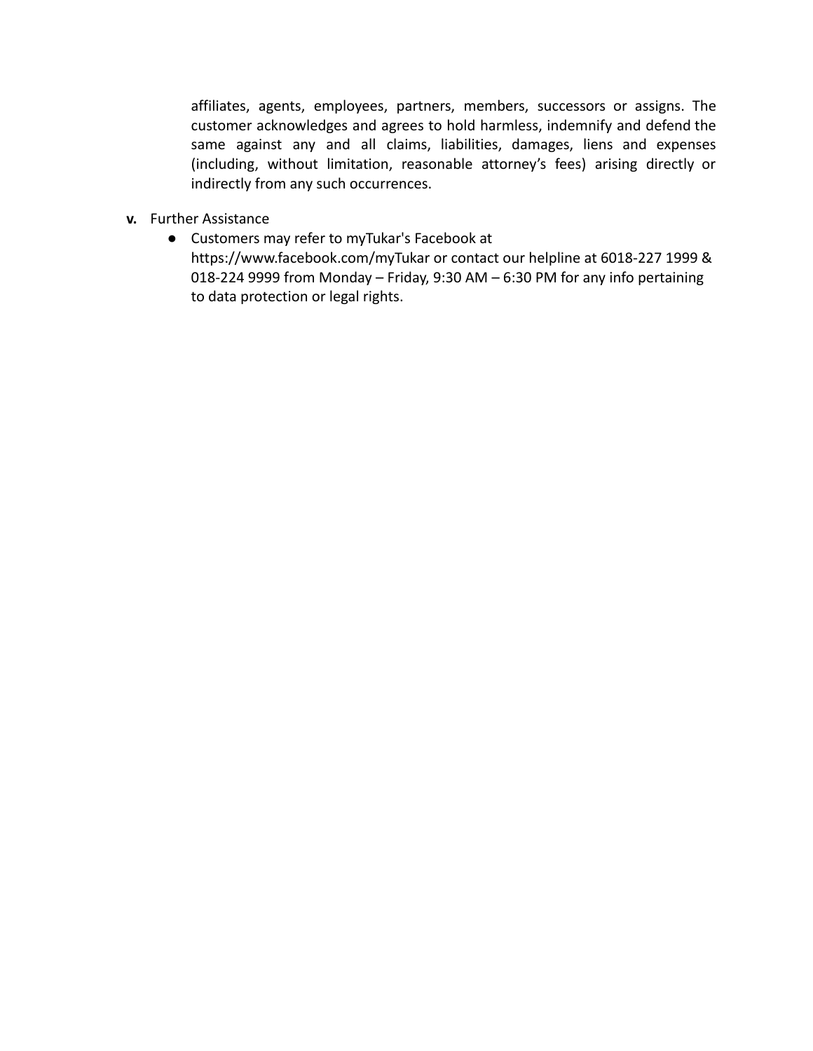affiliates, agents, employees, partners, members, successors or assigns. The customer acknowledges and agrees to hold harmless, indemnify and defend the same against any and all claims, liabilities, damages, liens and expenses (including, without limitation, reasonable attorney's fees) arising directly or indirectly from any such occurrences.

**v.** Further Assistance

- Customers may refer to myTukar's Facebook at https://www.facebook.com/myTukar or contact our helpline at 6018-227 1999 & 018-224 9999 from Monday – Friday, 9:30 AM – 6:30 PM for any info pertaining to data protection or legal rights.